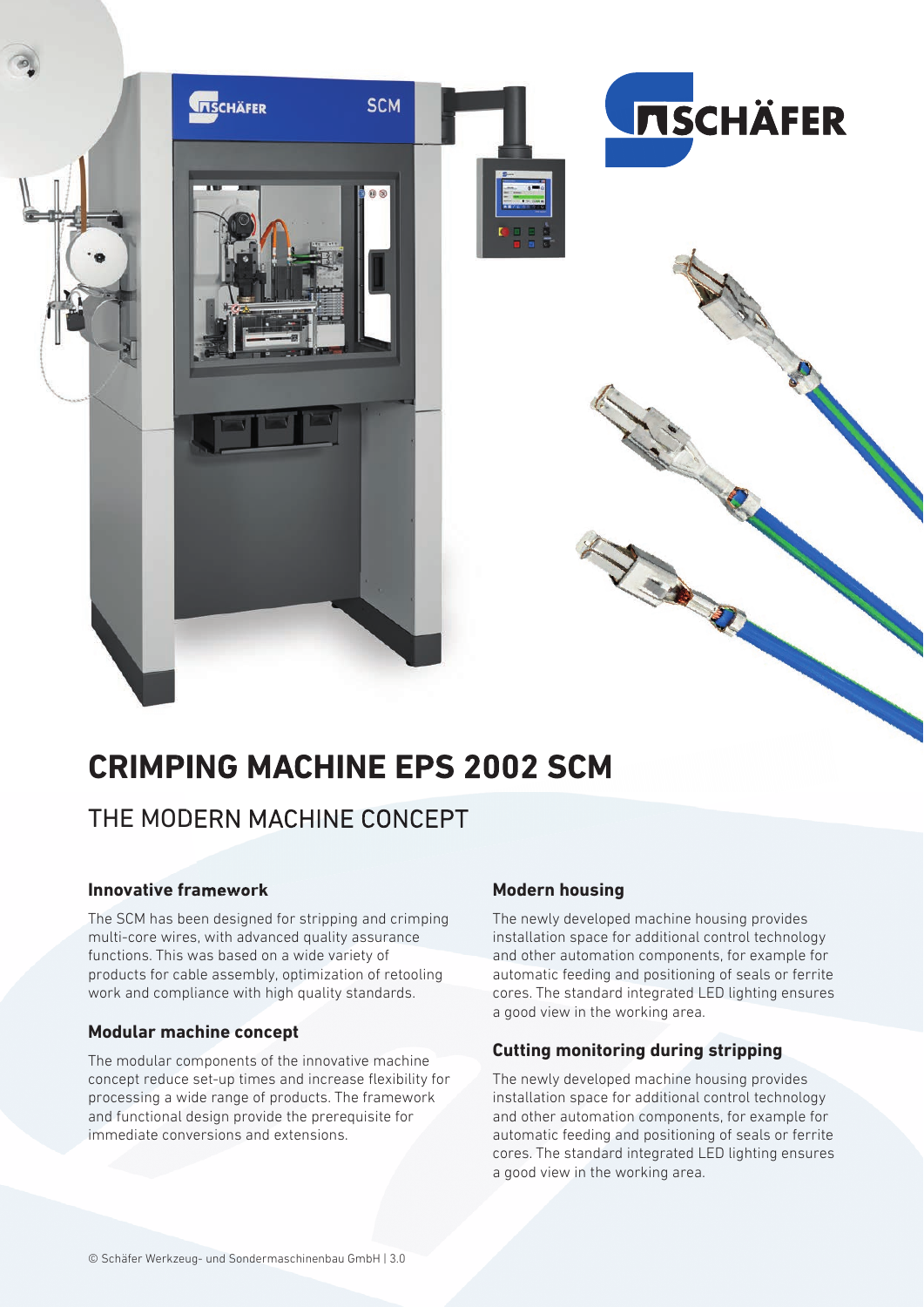# CRIMPING MACHINE EPS 2002 SCM

## THE MODERN MACHINE CONCEPT

### Innovative framework

The SCM has been designed for stripping and crimping multi-core wires, with advanced quality assurance functions. This was based on a wide variety of products for cable assembly, optimization of retooling work and compliance with high quality standards.

### Modular machine concept

The modular components of the innovative machine concept reduce set-up times and increase flexibility for processing a wide range of products. The framework and functional design provide the prerequisite for immediate conversions and extensions.

### Modern housing

The newly developed machine housing provides installation space for additional control technology and other automation components, for example for automatic feeding and positioning of seals or ferrite cores. The standard integrated LED lighting ensures a good view in the working area.

### Cutting monitoring during stripping

The newly developed machine housing provides installation space for additional control technology and other automation components, for example for automatic feeding and positioning of seals or ferrite cores. The standard integrated LED lighting ensures a good view in the working area.

© Schäfer Werkzeug- und Sondermaschinenbau GmbH | 3.0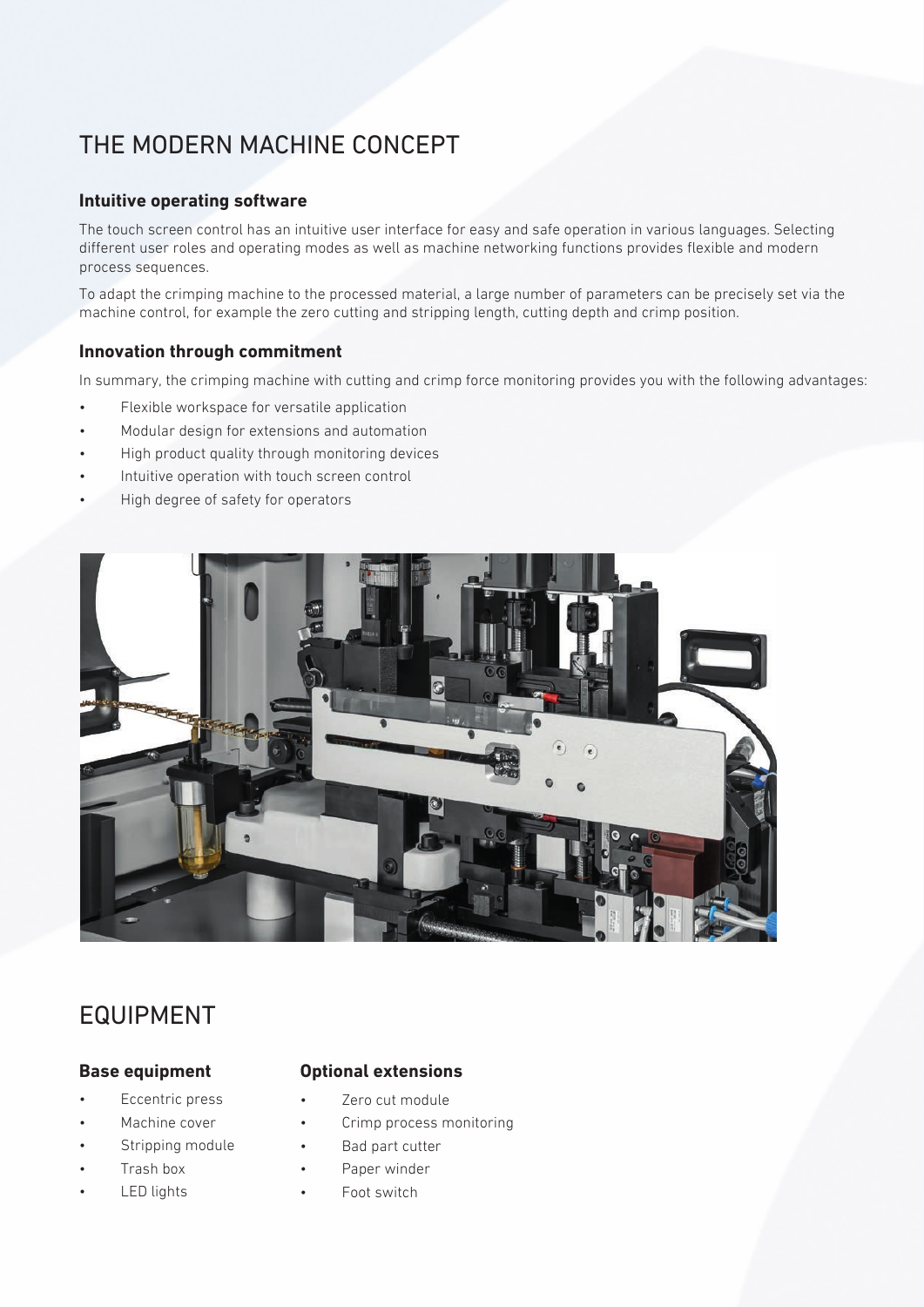# THE MODERN MACHINE CONCEPT

## Intuitive operating software

The touch screen control has an intuitive user interface for easy and safe operation in various languages. Selecting different user roles and operating modes as well as machine networking functions provides flexible and modern process sequences.

To adapt the crimping machine to the processed material, a large number of parameters can be precisely set via the machine control, for example the zero cutting and stripping length, cutting depth and crimp position.

## Innovation through commitment

In summary, the crimping machine with cutting and crimp force monitoring provides you with the following advantages:

- Flexible workspace for versatile application
- Modular design for extensions and automation
- High product quality through monitoring devices
- Intuitive operation with touch screen control
- High degree of safety for operators

# EQUIPMENT

## Base equipment

- Eccentric press
- Machine cover
- Stripping module
- Trash box
- LED lights

## Optional extensions

- Zero cut module
- Crimp process monitoring
- Bad part cutter
- Paper winder
- Foot switch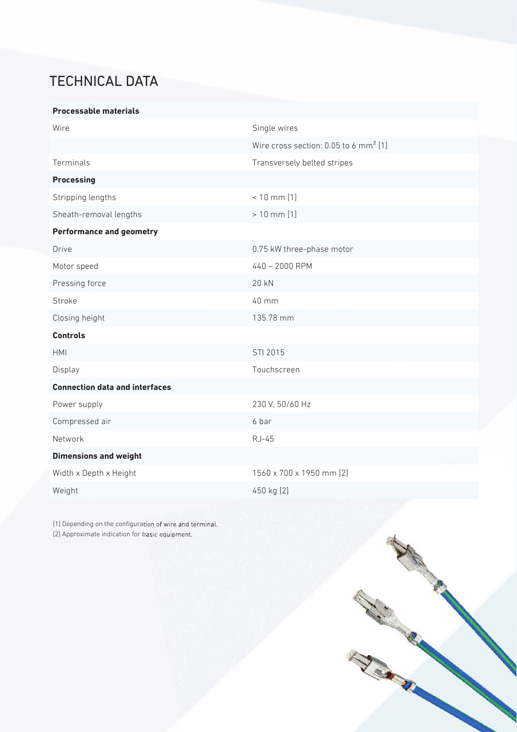# TECHNICAL DATA

| **Processable materials** | |
|---|---|
| Wire | Single wires |
| | Wire cross section: 0.05 to 6 $mm^2$ [1] |
| Terminals | Transversely belted stripes |
| **Processing** | |
| Stripping lengths | < 10 mm [1] |
| Sheath-removal lengths | > 10 mm [1] |
| **Performance and geometry** | |
| Drive | 0.75 kW three-phase motor |
| Motor speed | 440 – 2000 RPM |
| Pressing force | 20 kN |
| Stroke | 40 mm |
| Closing height | 135.78 mm |
| **Controls** | |
| HMI | STI 2015 |
| Display | Touchscreen |
| **Connection data and interfaces** | |
| Power supply | 230 V, 50/60 Hz |
| Compressed air | 6 bar |
| Network | RJ-45 |
| **Dimensions and weight** | |
| Width x Depth x Height | 1560 x 700 x 1950 mm [2] |
| Weight | 450 kg [2] |

[1] Depending on the configuration of wire and terminal.
[2] Approximate indication for basic equipment.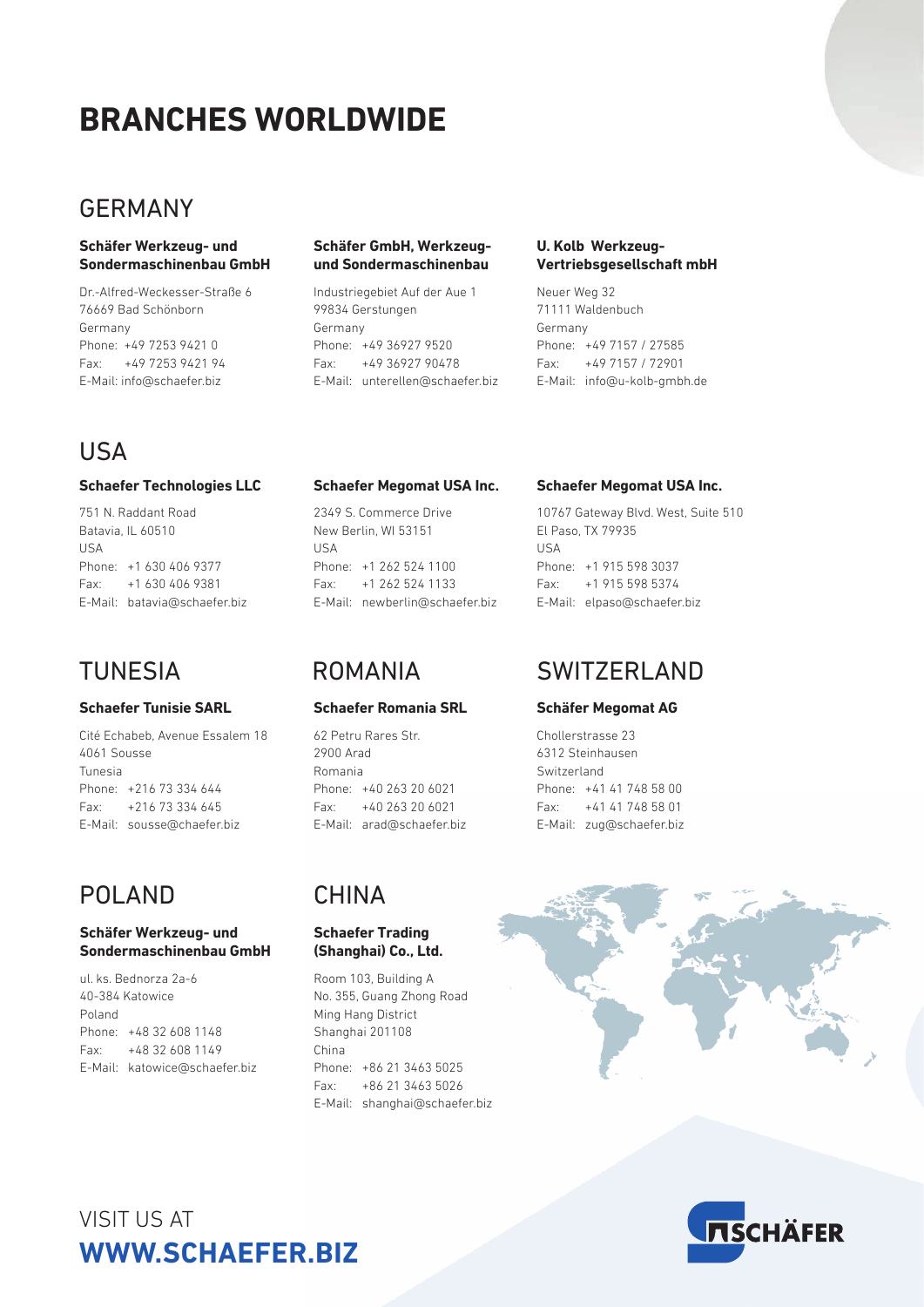# BRANCHES WORLDWIDE

## GERMANY

### Schäfer Werkzeug- und Sondermaschinenbau GmbH

Dr.-Alfred-Weckesser-Straße 6
76669 Bad Schönborn
Germany
Phone: +49 7253 9421 0
Fax: +49 7253 9421 94
E-Mail: info@schaefer.biz

### Schäfer GmbH, Werkzeug- und Sondermaschinenbau

Industriegebiet Auf der Aue 1
99834 Gerstungen
Germany
Phone: +49 36927 9520
Fax: +49 36927 90478
E-Mail: unterellen@schaefer.biz

### U. Kolb Werkzeug-Vertriebsgesellschaft mbH

Neuer Weg 32
71111 Waldenbuch
Germany
Phone: +49 7157 / 27585
Fax: +49 7157 / 72901
E-Mail: info@u-kolb-gmbh.de

## USA

### Schaefer Technologies LLC

751 N. Raddant Road
Batavia, IL 60510
USA
Phone: +1 630 406 9377
Fax: +1 630 406 9381
E-Mail: batavia@schaefer.biz

### Schaefer Megomat USA Inc.

2349 S. Commerce Drive
New Berlin, WI 53151
USA
Phone: +1 262 524 1100
Fax: +1 262 524 1133
E-Mail: newberlin@schaefer.biz

### Schaefer Megomat USA Inc.

10767 Gateway Blvd. West, Suite 510
El Paso, TX 79935
USA
Phone: +1 915 598 3037
Fax: +1 915 598 5374
E-Mail: elpaso@schaefer.biz

## TUNESIA

### Schaefer Tunisie SARL

Cité Echabeb, Avenue Essalem 18
4061 Sousse
Tunesia
Phone: +216 73 334 644
Fax: +216 73 334 645
E-Mail: sousse@chaefer.biz

## ROMANIA

### Schaefer Romania SRL

62 Petru Rares Str.
2900 Arad
Romania
Phone: +40 263 20 6021
Fax: +40 263 20 6021
E-Mail: arad@schaefer.biz

## SWITZERLAND

### Schäfer Megomat AG

Chollerstrasse 23
6312 Steinhausen
Switzerland
Phone: +41 41 748 58 00
Fax: +41 41 748 58 01
E-Mail: zug@schaefer.biz

## POLAND

### Schäfer Werkzeug- und Sondermaschinenbau GmbH

ul. ks. Bednorza 2a-6
40-384 Katowice
Poland
Phone: +48 32 608 1148
Fax: +48 32 608 1149
E-Mail: katowice@schaefer.biz

## CHINA

### Schaefer Trading (Shanghai) Co., Ltd.

Room 103, Building A
No. 355, Guang Zhong Road
Ming Hang District
Shanghai 201108
China
Phone: +86 21 3463 5025
Fax: +86 21 3463 5026
E-Mail: shanghai@schaefer.biz

VISIT US AT
**WWW.SCHAEFER.BIZ**

SCHÄFER